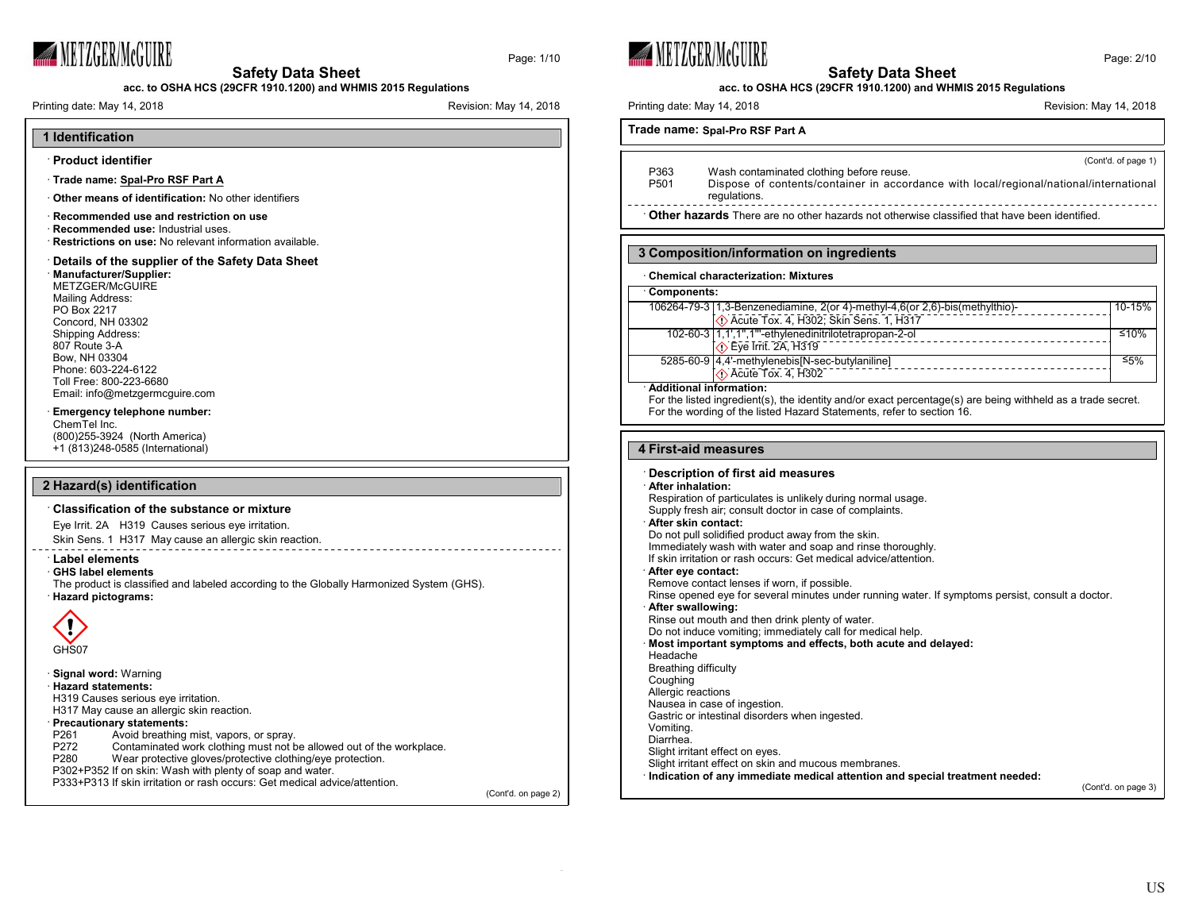## 1 Identification

· **Product identifier**

· **Trade name: Spal-Pro RSF Part A**

· **Other means of identification:** No other identifiers

· **Recommended use and restriction on use**
· **Recommended use:** Industrial uses.
· **Restrictions on use:** No relevant information available.

· **Details of the supplier of the Safety Data Sheet**
· **Manufacturer/Supplier:**
METZGER/McGUIRE
Mailing Address:
PO Box 2217
Concord, NH 03302
Shipping Address:
807 Route 3-A
Bow, NH 03304
Phone: 603-224-6122
Toll Free: 800-223-6680
Email: info@metzgermcguire.com

· **Emergency telephone number:**
ChemTel Inc.
(800)255-3924 (North America)
+1 (813)248-0585 (International)

## 2 Hazard(s) identification

· **Classification of the substance or mixture**

Eye Irrit. 2A H319 Causes serious eye irritation.

Skin Sens. 1 H317 May cause an allergic skin reaction.

· **Label elements**
· **GHS label elements**
The product is classified and labeled according to the Globally Harmonized System (GHS).
· **Hazard pictograms:**

GHS07

· **Signal word:** Warning
· **Hazard statements:**
H319 Causes serious eye irritation.
H317 May cause an allergic skin reaction.
· **Precautionary statements:**
P261 Avoid breathing mist, vapors, or spray.
P272 Contaminated work clothing must not be allowed out of the workplace.
P280 Wear protective gloves/protective clothing/eye protection.
P302+P352 If on skin: Wash with plenty of soap and water.
P333+P313 If skin irritation or rash occurs: Get medical advice/attention.

(Cont'd. on page 2)

**Trade name: Spal-Pro RSF Part A**

(Cont'd. of page 1)

P363 Wash contaminated clothing before reuse.
P501 Dispose of contents/container in accordance with local/regional/national/international regulations.

· **Other hazards** There are no other hazards not otherwise classified that have been identified.

## 3 Composition/information on ingredients

· **Chemical characterization: Mixtures**

· **Components:**

| CAS | Component | % |
|---|---|---|
| 106264-79-3 | 1,3-Benzenediamine, 2(or 4)-methyl-4,6(or 2,6)-bis(methylthio)- <br> Acute Tox. 4, H302; Skin Sens. 1, H317 | 10-15% |
| 102-60-3 | 1,1',1'',1'''-ethylenedinitrilotetrapropan-2-ol <br> Eye Irrit. 2A, H319 | ≤10% |
| 5285-60-9 | 4,4'-methylenebis[N-sec-butylaniline] <br> Acute Tox. 4, H302 | ≤5% |

· **Additional information:**
For the listed ingredient(s), the identity and/or exact percentage(s) are being withheld as a trade secret.
For the wording of the listed Hazard Statements, refer to section 16.

## 4 First-aid measures

· **Description of first aid measures**
· **After inhalation:**
Respiration of particulates is unlikely during normal usage.
Supply fresh air; consult doctor in case of complaints.
· **After skin contact:**
Do not pull solidified product away from the skin.
Immediately wash with water and soap and rinse thoroughly.
If skin irritation or rash occurs: Get medical advice/attention.
· **After eye contact:**
Remove contact lenses if worn, if possible.
Rinse opened eye for several minutes under running water. If symptoms persist, consult a doctor.
· **After swallowing:**
Rinse out mouth and then drink plenty of water.
Do not induce vomiting; immediately call for medical help.
· **Most important symptoms and effects, both acute and delayed:**
Headache
Breathing difficulty
Coughing
Allergic reactions
Nausea in case of ingestion.
Gastric or intestinal disorders when ingested.
Vomiting.
Diarrhea.
Slight irritant effect on eyes.
Slight irritant effect on skin and mucous membranes.
· **Indication of any immediate medical attention and special treatment needed:**

(Cont'd. on page 3)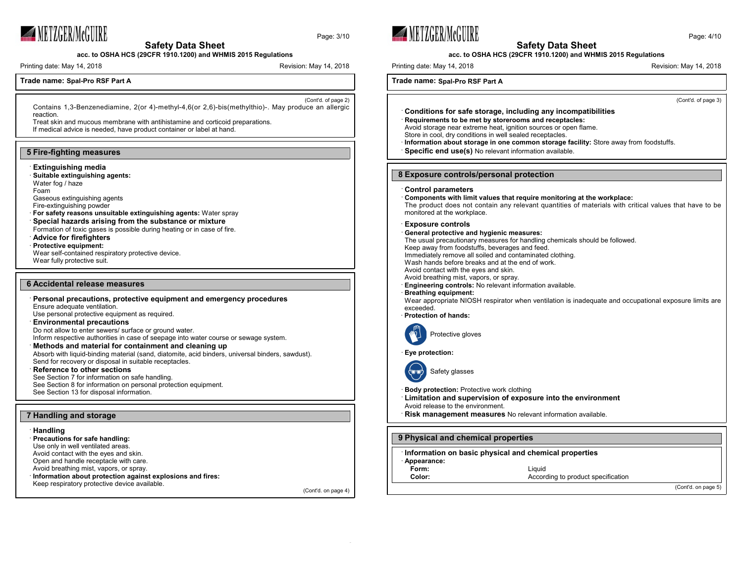Trade name: **Spal-Pro RSF Part A**

(Cont'd. of page 2)

Contains 1,3-Benzenediamine, 2(or 4)-methyl-4,6(or 2,6)-bis(methylthio)-. May produce an allergic reaction.
Treat skin and mucous membrane with antihistamine and corticoid preparations.
If medical advice is needed, have product container or label at hand.

## 5 Fire-fighting measures

· **Extinguishing media**
· **Suitable extinguishing agents:**
Water fog / haze
Foam
Gaseous extinguishing agents
Fire-extinguishing powder
· **For safety reasons unsuitable extinguishing agents:** Water spray
· **Special hazards arising from the substance or mixture**
Formation of toxic gases is possible during heating or in case of fire.
· **Advice for firefighters**
· **Protective equipment:**
Wear self-contained respiratory protective device.
Wear fully protective suit.

## 6 Accidental release measures

· **Personal precautions, protective equipment and emergency procedures**
Ensure adequate ventilation.
Use personal protective equipment as required.
· **Environmental precautions**
Do not allow to enter sewers/ surface or ground water.
Inform respective authorities in case of seepage into water course or sewage system.
· **Methods and material for containment and cleaning up**
Absorb with liquid-binding material (sand, diatomite, acid binders, universal binders, sawdust).
Send for recovery or disposal in suitable receptacles.
· **Reference to other sections**
See Section 7 for information on safe handling.
See Section 8 for information on personal protection equipment.
See Section 13 for disposal information.

## 7 Handling and storage

· **Handling**
· **Precautions for safe handling:**
Use only in well ventilated areas.
Avoid contact with the eyes and skin.
Open and handle receptacle with care.
Avoid breathing mist, vapors, or spray.
· **Information about protection against explosions and fires:**
Keep respiratory protective device available.

(Cont'd. on page 4)

Trade name: **Spal-Pro RSF Part A**

(Cont'd. of page 3)

· **Conditions for safe storage, including any incompatibilities**
· **Requirements to be met by storerooms and receptacles:**
Avoid storage near extreme heat, ignition sources or open flame.
Store in cool, dry conditions in well sealed receptacles.
· **Information about storage in one common storage facility:** Store away from foodstuffs.
· **Specific end use(s)** No relevant information available.

## 8 Exposure controls/personal protection

· **Control parameters**
· **Components with limit values that require monitoring at the workplace:**
The product does not contain any relevant quantities of materials with critical values that have to be monitored at the workplace.

· **Exposure controls**
· **General protective and hygienic measures:**
The usual precautionary measures for handling chemicals should be followed.
Keep away from foodstuffs, beverages and feed.
Immediately remove all soiled and contaminated clothing.
Wash hands before breaks and at the end of work.
Avoid contact with the eyes and skin.
Avoid breathing mist, vapors, or spray.
· **Engineering controls:** No relevant information available.
· **Breathing equipment:**
Wear appropriate NIOSH respirator when ventilation is inadequate and occupational exposure limits are exceeded.
· **Protection of hands:**

Protective gloves

· **Eye protection:**

Safety glasses

· **Body protection:** Protective work clothing
· **Limitation and supervision of exposure into the environment**
Avoid release to the environment.
· **Risk management measures** No relevant information available.

## 9 Physical and chemical properties

· **Information on basic physical and chemical properties**
· **Appearance:**

| | |
|---|---|
| **Form:** | Liquid |
| **Color:** | According to product specification |

(Cont'd. on page 5)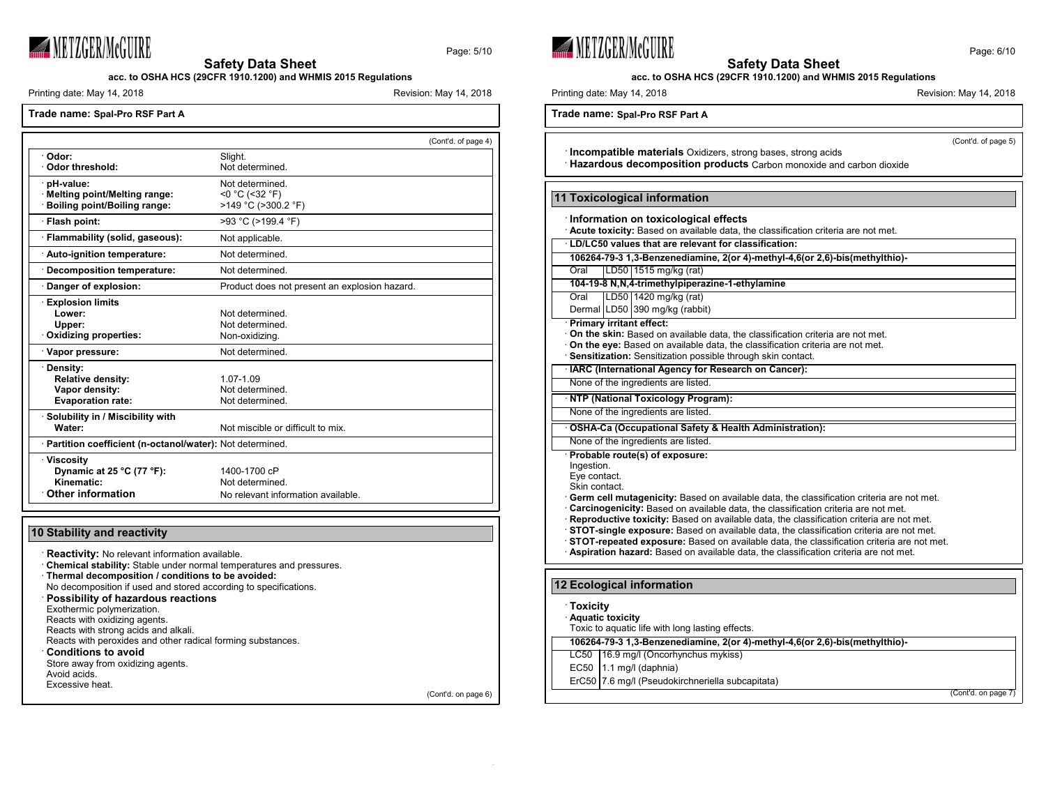Trade name: **Spal-Pro RSF Part A**

(Cont'd. of page 4)

| Property | Value |
|---|---|
| · **Odor:** | Slight. |
| · **Odor threshold:** | Not determined. |
| · **pH-value:** | Not determined. |
| · **Melting point/Melting range:** | <0 °C (<32 °F) |
| · **Boiling point/Boiling range:** | >149 °C (>300.2 °F) |
| · **Flash point:** | >93 °C (>199.4 °F) |
| · **Flammability (solid, gaseous):** | Not applicable. |
| · **Auto-ignition temperature:** | Not determined. |
| · **Decomposition temperature:** | Not determined. |
| · **Danger of explosion:** | Product does not present an explosion hazard. |
| · **Explosion limits** | |
| **Lower:** | Not determined. |
| **Upper:** | Not determined. |
| · **Oxidizing properties:** | Non-oxidizing. |
| · **Vapor pressure:** | Not determined. |
| · **Density:** | |
| **Relative density:** | 1.07-1.09 |
| **Vapor density:** | Not determined. |
| **Evaporation rate:** | Not determined. |
| · **Solubility in / Miscibility with** | |
| **Water:** | Not miscible or difficult to mix. |
| · **Partition coefficient (n-octanol/water):** | Not determined. |
| · **Viscosity** | |
| **Dynamic at 25 °C (77 °F):** | 1400-1700 cP |
| **Kinematic:** | Not determined. |
| · **Other information** | No relevant information available. |

## 10 Stability and reactivity

· **Reactivity:** No relevant information available.
· **Chemical stability:** Stable under normal temperatures and pressures.
· **Thermal decomposition / conditions to be avoided:**
No decomposition if used and stored according to specifications.
· **Possibility of hazardous reactions**
Exothermic polymerization.
Reacts with oxidizing agents.
Reacts with strong acids and alkali.
Reacts with peroxides and other radical forming substances.
· **Conditions to avoid**
Store away from oxidizing agents.
Avoid acids.
Excessive heat.

(Cont'd. on page 6)

(Cont'd. of page 5)

· **Incompatible materials** Oxidizers, strong bases, strong acids
· **Hazardous decomposition products** Carbon monoxide and carbon dioxide

## 11 Toxicological information

· **Information on toxicological effects**
· **Acute toxicity:** Based on available data, the classification criteria are not met.

· **LD/LC50 values that are relevant for classification:**

| | | |
|---|---|---|
| **106264-79-3 1,3-Benzenediamine, 2(or 4)-methyl-4,6(or 2,6)-bis(methylthio)-** | | |
| Oral | LD50 | 1515 mg/kg (rat) |
| **104-19-8 N,N,4-trimethylpiperazine-1-ethylamine** | | |
| Oral | LD50 | 1420 mg/kg (rat) |
| Dermal | LD50 | 390 mg/kg (rabbit) |

· **Primary irritant effect:**
· **On the skin:** Based on available data, the classification criteria are not met.
· **On the eye:** Based on available data, the classification criteria are not met.
· **Sensitization:** Sensitization possible through skin contact.

· **IARC (International Agency for Research on Cancer):**
None of the ingredients are listed.

· **NTP (National Toxicology Program):**
None of the ingredients are listed.

· **OSHA-Ca (Occupational Safety & Health Administration):**
None of the ingredients are listed.

· **Probable route(s) of exposure:**
Ingestion.
Eye contact.
Skin contact.
· **Germ cell mutagenicity:** Based on available data, the classification criteria are not met.
· **Carcinogenicity:** Based on available data, the classification criteria are not met.
· **Reproductive toxicity:** Based on available data, the classification criteria are not met.
· **STOT-single exposure:** Based on available data, the classification criteria are not met.
· **STOT-repeated exposure:** Based on available data, the classification criteria are not met.
· **Aspiration hazard:** Based on available data, the classification criteria are not met.

## 12 Ecological information

· **Toxicity**
· **Aquatic toxicity**
Toxic to aquatic life with long lasting effects.

| | |
|---|---|
| **106264-79-3 1,3-Benzenediamine, 2(or 4)-methyl-4,6(or 2,6)-bis(methylthio)-** | |
| LC50 | 16.9 mg/l (Oncorhynchus mykiss) |
| EC50 | 1.1 mg/l (daphnia) |
| ErC50 | 7.6 mg/l (Pseudokirchneriella subcapitata) |

(Cont'd. on page 7)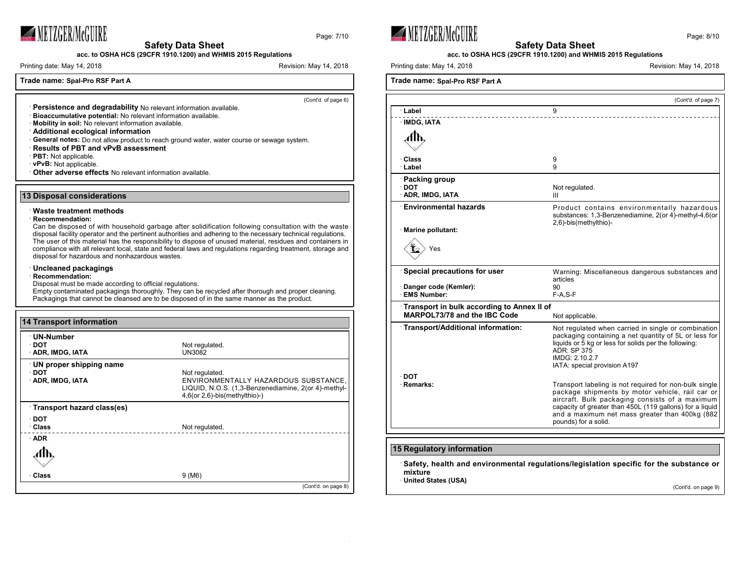Trade name: **Spal-Pro RSF Part A**

(Cont'd. of page 6)

· **Persistence and degradability** No relevant information available.
· **Bioaccumulative potential:** No relevant information available.
· **Mobility in soil:** No relevant information available.
· **Additional ecological information**
· **General notes:** Do not allow product to reach ground water, water course or sewage system.
· **Results of PBT and vPvB assessment**
· **PBT:** Not applicable.
· **vPvB:** Not applicable.
· **Other adverse effects** No relevant information available.

## 13 Disposal considerations

· **Waste treatment methods**
· **Recommendation:**
Can be disposed of with household garbage after solidification following consultation with the waste disposal facility operator and the pertinent authorities and adhering to the necessary technical regulations.
The user of this material has the responsibility to dispose of unused material, residues and containers in compliance with all relevant local, state and federal laws and regulations regarding treatment, storage and disposal for hazardous and nonhazardous wastes.

· **Uncleaned packagings**
· **Recommendation:**
Disposal must be made according to official regulations.
Empty contaminated packagings thoroughly. They can be recycled after thorough and proper cleaning.
Packagings that cannot be cleansed are to be disposed of in the same manner as the product.

## 14 Transport information

| | |
|---|---|
| · **UN-Number** | |
| · **DOT** | Not regulated. |
| · **ADR, IMDG, IATA** | UN3082 |
| · **UN proper shipping name** | |
| · **DOT** | Not regulated. |
| · **ADR, IMDG, IATA** | ENVIRONMENTALLY HAZARDOUS SUBSTANCE, LIQUID, N.O.S. (1,3-Benzenediamine, 2(or 4)-methyl-4,6(or 2,6)-bis(methylthio)-) |
| · **Transport hazard class(es)** | |
| · **DOT** | |
| · **Class** | Not regulated. |
| · **ADR** | |
| · **Class** | 9 (M6) |
| · **Label** | 9 |
| · **IMDG, IATA** | |
| · **Class** | 9 |
| · **Label** | 9 |
| · **Packing group** | |
| · **DOT** | Not regulated. |
| · **ADR, IMDG, IATA** | III |
| · **Environmental hazards** | Product contains environmentally hazardous substances: 1,3-Benzenediamine, 2(or 4)-methyl-4,6(or 2,6)-bis(methylthio)- |
| · **Marine pollutant:** | Yes |
| · **Special precautions for user** | Warning: Miscellaneous dangerous substances and articles |
| · **Danger code (Kemler):** | 90 |
| · **EMS Number:** | F-A,S-F |
| · **Transport in bulk according to Annex II of MARPOL73/78 and the IBC Code** | Not applicable. |
| · **Transport/Additional information:** | Not regulated when carried in single or combination packaging containing a net quantity of 5L or less for liquids or 5 kg or less for solids per the following: ADR: SP 375 IMDG: 2.10.2.7 IATA: special provision A197 |
| · **DOT** | |
| · **Remarks:** | Transport labeling is not required for non-bulk single package shipments by motor vehicle, rail car or aircraft. Bulk packaging consists of a maximum capacity of greater than 450L (119 gallons) for a liquid and a maximum net mass greater than 400kg (882 pounds) for a solid. |

## 15 Regulatory information

· **Safety, health and environmental regulations/legislation specific for the substance or mixture**
· **United States (USA)**

(Cont'd. on page 9)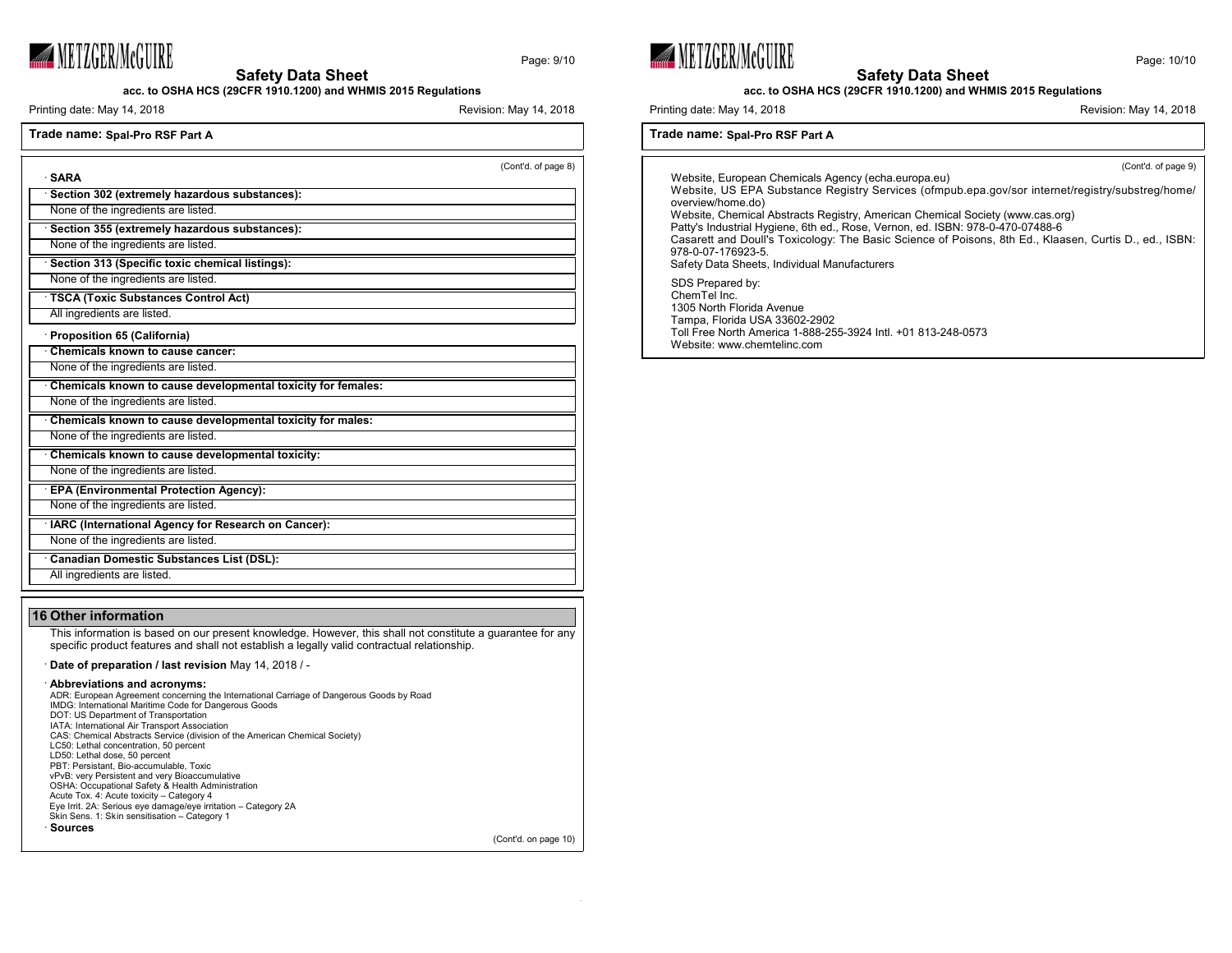(Cont'd. of page 8)

· **SARA**

| · Section 302 (extremely hazardous substances): |
| --- |
| None of the ingredients are listed. |

| · Section 355 (extremely hazardous substances): |
| --- |
| None of the ingredients are listed. |

| · Section 313 (Specific toxic chemical listings): |
| --- |
| None of the ingredients are listed. |

| · TSCA (Toxic Substances Control Act) |
| --- |
| All ingredients are listed. |

· **Proposition 65 (California)**

| · Chemicals known to cause cancer: |
| --- |
| None of the ingredients are listed. |

| · Chemicals known to cause developmental toxicity for females: |
| --- |
| None of the ingredients are listed. |

| · Chemicals known to cause developmental toxicity for males: |
| --- |
| None of the ingredients are listed. |

| · Chemicals known to cause developmental toxicity: |
| --- |
| None of the ingredients are listed. |

| · EPA (Environmental Protection Agency): |
| --- |
| None of the ingredients are listed. |

| · IARC (International Agency for Research on Cancer): |
| --- |
| None of the ingredients are listed. |

| · Canadian Domestic Substances List (DSL): |
| --- |
| All ingredients are listed. |

## 16 Other information

This information is based on our present knowledge. However, this shall not constitute a guarantee for any specific product features and shall not establish a legally valid contractual relationship.

· **Date of preparation / last revision** May 14, 2018 / -

· **Abbreviations and acronyms:**

ADR: European Agreement concerning the International Carriage of Dangerous Goods by Road
IMDG: International Maritime Code for Dangerous Goods
DOT: US Department of Transportation
IATA: International Air Transport Association
CAS: Chemical Abstracts Service (division of the American Chemical Society)
LC50: Lethal concentration, 50 percent
LD50: Lethal dose, 50 percent
PBT: Persistant, Bio-accumulable, Toxic
vPvB: very Persistent and very Bioaccumulative
OSHA: Occupational Safety & Health Administration
Acute Tox. 4: Acute toxicity – Category 4
Eye Irrit. 2A: Serious eye damage/eye irritation – Category 2A
Skin Sens. 1: Skin sensitisation – Category 1

· **Sources**

(Cont'd. on page 10)

(Cont'd. of page 9)

Website, European Chemicals Agency (echa.europa.eu)
Website, US EPA Substance Registry Services (ofmpub.epa.gov/sor internet/registry/substreg/home/overview/home.do)
Website, Chemical Abstracts Registry, American Chemical Society (www.cas.org)
Patty's Industrial Hygiene, 6th ed., Rose, Vernon, ed. ISBN: 978-0-470-07488-6
Casarett and Doull's Toxicology: The Basic Science of Poisons, 8th Ed., Klaasen, Curtis D., ed., ISBN: 978-0-07-176923-5.
Safety Data Sheets, Individual Manufacturers

SDS Prepared by:
ChemTel Inc.
1305 North Florida Avenue
Tampa, Florida USA 33602-2902
Toll Free North America 1-888-255-3924 Intl. +01 813-248-0573
Website: www.chemtelinc.com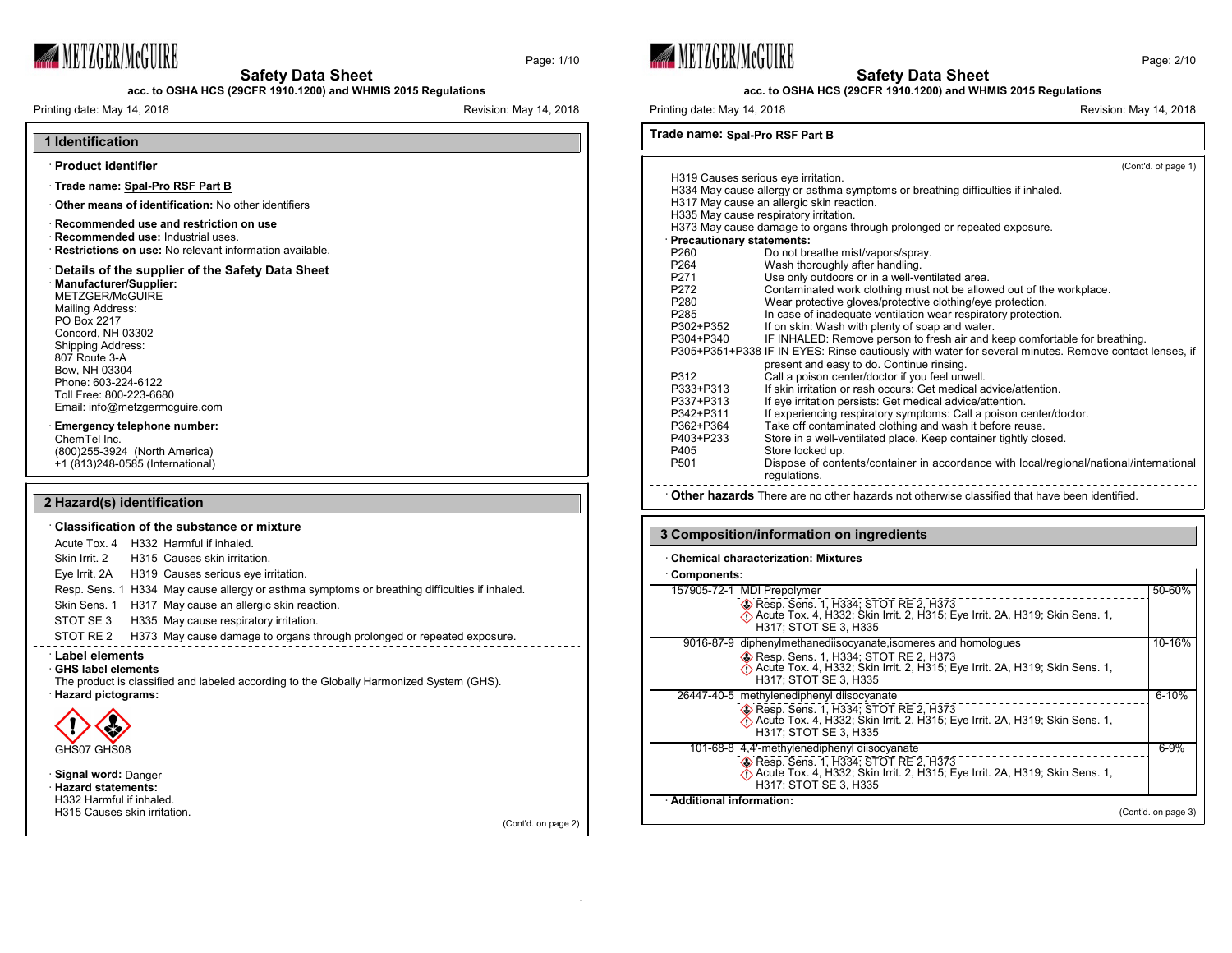## 1 Identification

· **Product identifier**

· **Trade name: Spal-Pro RSF Part B**

· **Other means of identification:** No other identifiers

· **Recommended use and restriction on use**
· **Recommended use:** Industrial uses.
· **Restrictions on use:** No relevant information available.

· **Details of the supplier of the Safety Data Sheet**
· **Manufacturer/Supplier:**
METZGER/McGUIRE
Mailing Address:
PO Box 2217
Concord, NH 03302
Shipping Address:
807 Route 3-A
Bow, NH 03304
Phone: 603-224-6122
Toll Free: 800-223-6680
Email: info@metzgermcguire.com

· **Emergency telephone number:**
ChemTel Inc.
(800)255-3924 (North America)
+1 (813)248-0585 (International)

## 2 Hazard(s) identification

· **Classification of the substance or mixture**

| | | |
|---|---|---|
| Acute Tox. 4 | H332 | Harmful if inhaled. |
| Skin Irrit. 2 | H315 | Causes skin irritation. |
| Eye Irrit. 2A | H319 | Causes serious eye irritation. |
| Resp. Sens. 1 | H334 | May cause allergy or asthma symptoms or breathing difficulties if inhaled. |
| Skin Sens. 1 | H317 | May cause an allergic skin reaction. |
| STOT SE 3 | H335 | May cause respiratory irritation. |
| STOT RE 2 | H373 | May cause damage to organs through prolonged or repeated exposure. |

· **Label elements**
· **GHS label elements**
The product is classified and labeled according to the Globally Harmonized System (GHS).
· **Hazard pictograms:**

GHS07 GHS08

· **Signal word:** Danger
· **Hazard statements:**
H332 Harmful if inhaled.
H315 Causes skin irritation.
H319 Causes serious eye irritation.
H334 May cause allergy or asthma symptoms or breathing difficulties if inhaled.
H317 May cause an allergic skin reaction.
H335 May cause respiratory irritation.
H373 May cause damage to organs through prolonged or repeated exposure.

· **Precautionary statements:**

| | |
|---|---|
| P260 | Do not breathe mist/vapors/spray. |
| P264 | Wash thoroughly after handling. |
| P271 | Use only outdoors or in a well-ventilated area. |
| P272 | Contaminated work clothing must not be allowed out of the workplace. |
| P280 | Wear protective gloves/protective clothing/eye protection. |
| P285 | In case of inadequate ventilation wear respiratory protection. |
| P302+P352 | If on skin: Wash with plenty of soap and water. |
| P304+P340 | IF INHALED: Remove person to fresh air and keep comfortable for breathing. |
| P305+P351+P338 | IF IN EYES: Rinse cautiously with water for several minutes. Remove contact lenses, if present and easy to do. Continue rinsing. |
| P312 | Call a poison center/doctor if you feel unwell. |
| P333+P313 | If skin irritation or rash occurs: Get medical advice/attention. |
| P337+P313 | If eye irritation persists: Get medical advice/attention. |
| P342+P311 | If experiencing respiratory symptoms: Call a poison center/doctor. |
| P362+P364 | Take off contaminated clothing and wash it before reuse. |
| P403+P233 | Store in a well-ventilated place. Keep container tightly closed. |
| P405 | Store locked up. |
| P501 | Dispose of contents/container in accordance with local/regional/national/international regulations. |

· **Other hazards** There are no other hazards not otherwise classified that have been identified.

## 3 Composition/information on ingredients

· **Chemical characterization: Mixtures**

· **Components:**

| CAS | Component / Classification | % |
|---|---|---|
| 157905-72-1 | MDI Prepolymer<br>Resp. Sens. 1, H334; STOT RE 2, H373<br>Acute Tox. 4, H332; Skin Irrit. 2, H315; Eye Irrit. 2A, H319; Skin Sens. 1, H317; STOT SE 3, H335 | 50-60% |
| 9016-87-9 | diphenylmethanediisocyanate,isomeres and homologues<br>Resp. Sens. 1, H334; STOT RE 2, H373<br>Acute Tox. 4, H332; Skin Irrit. 2, H315; Eye Irrit. 2A, H319; Skin Sens. 1, H317; STOT SE 3, H335 | 10-16% |
| 26447-40-5 | methylenediphenyl diisocyanate<br>Resp. Sens. 1, H334; STOT RE 2, H373<br>Acute Tox. 4, H332; Skin Irrit. 2, H315; Eye Irrit. 2A, H319; Skin Sens. 1, H317; STOT SE 3, H335 | 6-10% |
| 101-68-8 | 4,4'-methylenediphenyl diisocyanate<br>Resp. Sens. 1, H334; STOT RE 2, H373<br>Acute Tox. 4, H332; Skin Irrit. 2, H315; Eye Irrit. 2A, H319; Skin Sens. 1, H317; STOT SE 3, H335 | 6-9% |

· **Additional information:**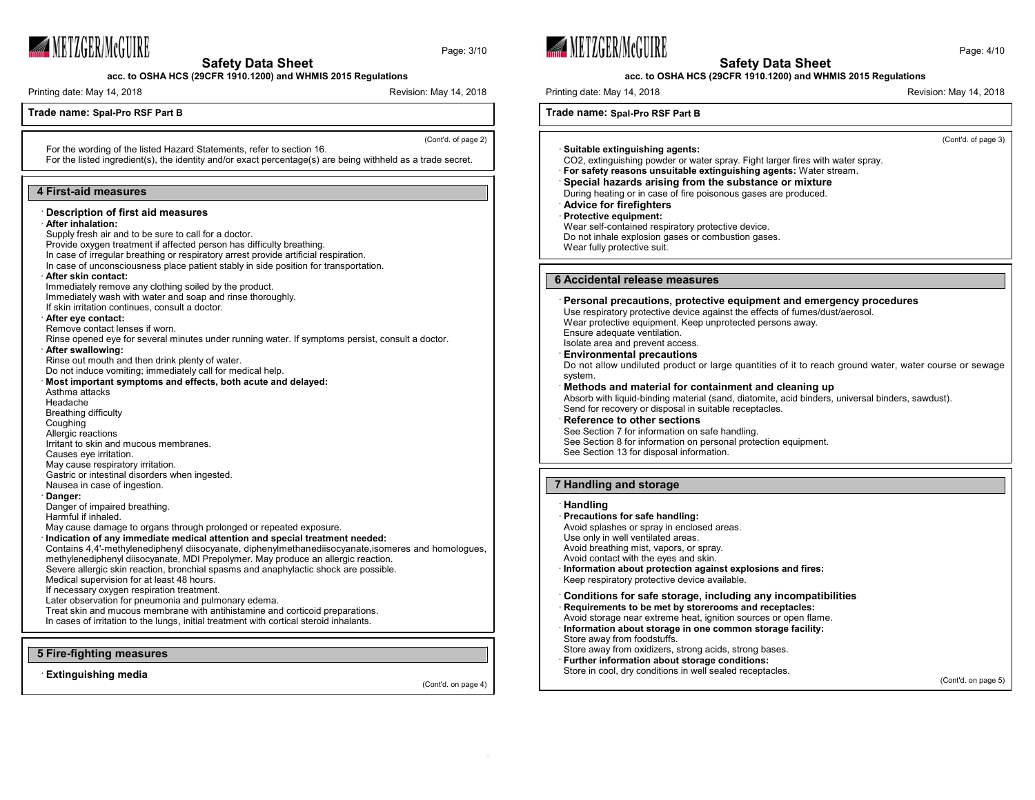For the wording of the listed Hazard Statements, refer to section 16.
For the listed ingredient(s), the identity and/or exact percentage(s) are being withheld as a trade secret.

## 4 First-aid measures

· **Description of first aid measures**
· **After inhalation:**
Supply fresh air and to be sure to call for a doctor.
Provide oxygen treatment if affected person has difficulty breathing.
In case of irregular breathing or respiratory arrest provide artificial respiration.
In case of unconsciousness place patient stably in side position for transportation.
· **After skin contact:**
Immediately remove any clothing soiled by the product.
Immediately wash with water and soap and rinse thoroughly.
If skin irritation continues, consult a doctor.
· **After eye contact:**
Remove contact lenses if worn.
Rinse opened eye for several minutes under running water. If symptoms persist, consult a doctor.
· **After swallowing:**
Rinse out mouth and then drink plenty of water.
Do not induce vomiting; immediately call for medical help.
· **Most important symptoms and effects, both acute and delayed:**
Asthma attacks
Headache
Breathing difficulty
Coughing
Allergic reactions
Irritant to skin and mucous membranes.
Causes eye irritation.
May cause respiratory irritation.
Gastric or intestinal disorders when ingested.
Nausea in case of ingestion.
· **Danger:**
Danger of impaired breathing.
Harmful if inhaled.
May cause damage to organs through prolonged or repeated exposure.
· **Indication of any immediate medical attention and special treatment needed:**
Contains 4,4'-methylenediphenyl diisocyanate, diphenylmethanediisocyanate,isomeres and homologues, methylenediphenyl diisocyanate, MDI Prepolymer. May produce an allergic reaction.
Severe allergic skin reaction, bronchial spasms and anaphylactic shock are possible.
Medical supervision for at least 48 hours.
If necessary oxygen respiration treatment.
Later observation for pneumonia and pulmonary edema.
Treat skin and mucous membrane with antihistamine and corticoid preparations.
In cases of irritation to the lungs, initial treatment with cortical steroid inhalants.

## 5 Fire-fighting measures

· **Extinguishing media**
· **Suitable extinguishing agents:**
$CO_2$, extinguishing powder or water spray. Fight larger fires with water spray.
· **For safety reasons unsuitable extinguishing agents:** Water stream.
· **Special hazards arising from the substance or mixture**
During heating or in case of fire poisonous gases are produced.
· **Advice for firefighters**
· **Protective equipment:**
Wear self-contained respiratory protective device.
Do not inhale explosion gases or combustion gases.
Wear fully protective suit.

## 6 Accidental release measures

· **Personal precautions, protective equipment and emergency procedures**
Use respiratory protective device against the effects of fumes/dust/aerosol.
Wear protective equipment. Keep unprotected persons away.
Ensure adequate ventilation.
Isolate area and prevent access.
· **Environmental precautions**
Do not allow undiluted product or large quantities of it to reach ground water, water course or sewage system.
· **Methods and material for containment and cleaning up**
Absorb with liquid-binding material (sand, diatomite, acid binders, universal binders, sawdust).
Send for recovery or disposal in suitable receptacles.
· **Reference to other sections**
See Section 7 for information on safe handling.
See Section 8 for information on personal protection equipment.
See Section 13 for disposal information.

## 7 Handling and storage

· **Handling**
· **Precautions for safe handling:**
Avoid splashes or spray in enclosed areas.
Use only in well ventilated areas.
Avoid breathing mist, vapors, or spray.
Avoid contact with the eyes and skin.
· **Information about protection against explosions and fires:**
Keep respiratory protective device available.

· **Conditions for safe storage, including any incompatibilities**
· **Requirements to be met by storerooms and receptacles:**
Avoid storage near extreme heat, ignition sources or open flame.
· **Information about storage in one common storage facility:**
Store away from foodstuffs.
Store away from oxidizers, strong acids, strong bases.
· **Further information about storage conditions:**
Store in cool, dry conditions in well sealed receptacles.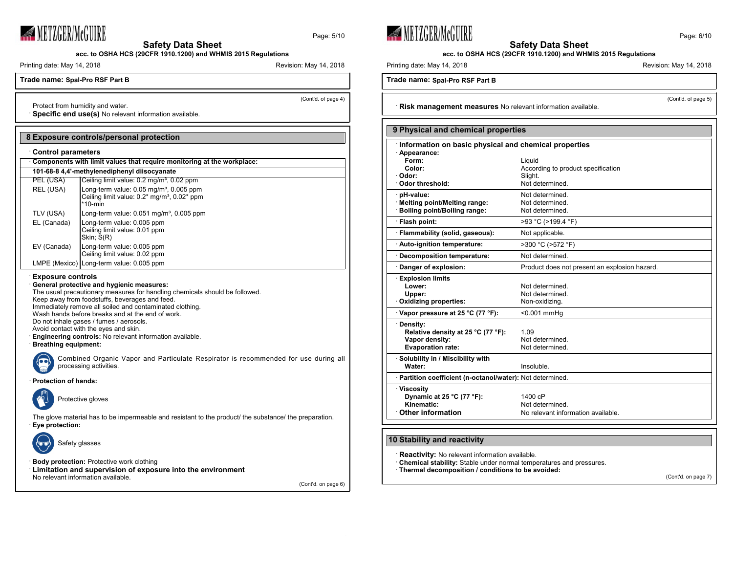Trade name: **Spal-Pro RSF Part B**

(Cont'd. of page 4)

Protect from humidity and water.

· **Specific end use(s)** No relevant information available.

## 8 Exposure controls/personal protection

· **Control parameters**

| · Components with limit values that require monitoring at the workplace: | |
|---|---|
| **101-68-8 4,4'-methylenediphenyl diisocyanate** | |
| PEL (USA) | Ceiling limit value: 0.2 mg/m³, 0.02 ppm |
| REL (USA) | Long-term value: 0.05 mg/m³, 0.005 ppm<br>Ceiling limit value: 0.2* mg/m³, 0.02* ppm<br>*10-min |
| TLV (USA) | Long-term value: 0.051 mg/m³, 0.005 ppm |
| EL (Canada) | Long-term value: 0.005 ppm<br>Ceiling limit value: 0.01 ppm<br>Skin; S(R) |
| EV (Canada) | Long-term value: 0.005 ppm<br>Ceiling limit value: 0.02 ppm |
| LMPE (Mexico) | Long-term value: 0.005 ppm |

· **Exposure controls**

· **General protective and hygienic measures:**
The usual precautionary measures for handling chemicals should be followed.
Keep away from foodstuffs, beverages and feed.
Immediately remove all soiled and contaminated clothing.
Wash hands before breaks and at the end of work.
Do not inhale gases / fumes / aerosols.
Avoid contact with the eyes and skin.

· **Engineering controls:** No relevant information available.

· **Breathing equipment:**

Combined Organic Vapor and Particulate Respirator is recommended for use during all processing activities.

· **Protection of hands:**

Protective gloves

The glove material has to be impermeable and resistant to the product/ the substance/ the preparation.

· **Eye protection:**

Safety glasses

· **Body protection:** Protective work clothing

· **Limitation and supervision of exposure into the environment**
No relevant information available.

(Cont'd. on page 6)

(Cont'd. of page 5)

· **Risk management measures** No relevant information available.

## 9 Physical and chemical properties

| · Information on basic physical and chemical properties | |
|---|---|
| · **Appearance:** | |
| **Form:** | Liquid |
| **Color:** | According to product specification |
| · **Odor:** | Slight. |
| · **Odor threshold:** | Not determined. |
| · **pH-value:** | Not determined. |
| · **Melting point/Melting range:** | Not determined. |
| · **Boiling point/Boiling range:** | Not determined. |
| · **Flash point:** | >93 °C (>199.4 °F) |
| · **Flammability (solid, gaseous):** | Not applicable. |
| · **Auto-ignition temperature:** | >300 °C (>572 °F) |
| · **Decomposition temperature:** | Not determined. |
| · **Danger of explosion:** | Product does not present an explosion hazard. |
| · **Explosion limits** | |
| **Lower:** | Not determined. |
| **Upper:** | Not determined. |
| · **Oxidizing properties:** | Non-oxidizing. |
| · **Vapor pressure at 25 °C (77 °F):** | <0.001 mmHg |
| · **Density:** | |
| **Relative density at 25 °C (77 °F):** | 1.09 |
| **Vapor density:** | Not determined. |
| **Evaporation rate:** | Not determined. |
| · **Solubility in / Miscibility with Water:** | Insoluble. |
| · **Partition coefficient (n-octanol/water):** | Not determined. |
| · **Viscosity** | |
| **Dynamic at 25 °C (77 °F):** | 1400 cP |
| **Kinematic:** | Not determined. |
| · **Other information** | No relevant information available. |

## 10 Stability and reactivity

· **Reactivity:** No relevant information available.

· **Chemical stability:** Stable under normal temperatures and pressures.

· **Thermal decomposition / conditions to be avoided:**

(Cont'd. on page 7)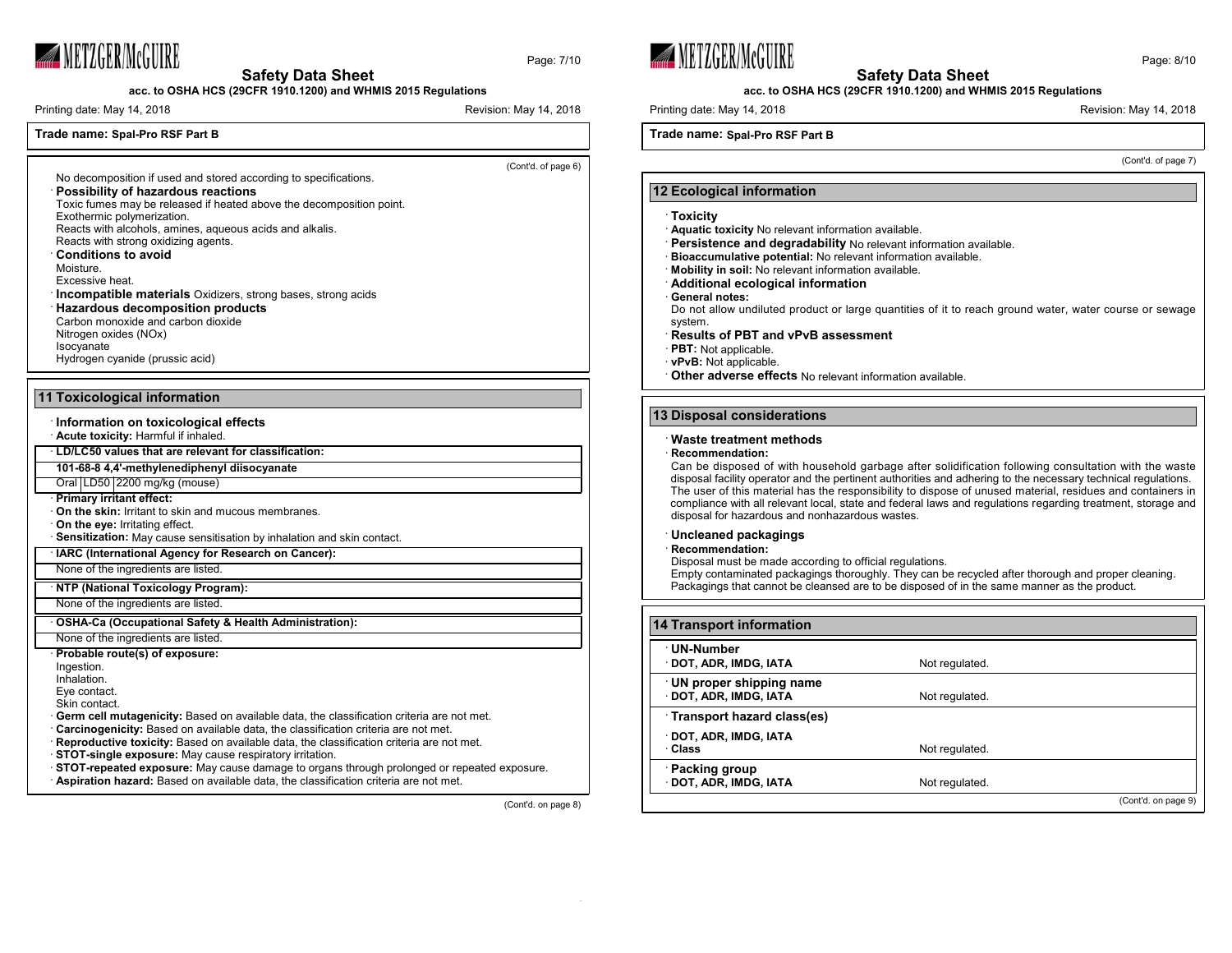**Trade name: Spal-Pro RSF Part B**

No decomposition if used and stored according to specifications.

· **Possibility of hazardous reactions**
Toxic fumes may be released if heated above the decomposition point.
Exothermic polymerization.
Reacts with alcohols, amines, aqueous acids and alkalis.
Reacts with strong oxidizing agents.

· **Conditions to avoid**
Moisture.
Excessive heat.

· **Incompatible materials** Oxidizers, strong bases, strong acids

· **Hazardous decomposition products**
Carbon monoxide and carbon dioxide
Nitrogen oxides (NOx)
Isocyanate
Hydrogen cyanide (prussic acid)

## 11 Toxicological information

· **Information on toxicological effects**
· **Acute toxicity:** Harmful if inhaled.

| · **LD/LC50 values that are relevant for classification:** | | |
|---|---|---|
| **101-68-8 4,4'-methylenediphenyl diisocyanate** | | |
| Oral | LD50 | 2200 mg/kg (mouse) |

· **Primary irritant effect:**
· **On the skin:** Irritant to skin and mucous membranes.
· **On the eye:** Irritating effect.
· **Sensitization:** May cause sensitisation by inhalation and skin contact.

| · **IARC (International Agency for Research on Cancer):** |
|---|
| None of the ingredients are listed. |

| · **NTP (National Toxicology Program):** |
|---|
| None of the ingredients are listed. |

| · **OSHA-Ca (Occupational Safety & Health Administration):** |
|---|
| None of the ingredients are listed. |

· **Probable route(s) of exposure:**
Ingestion.
Inhalation.
Eye contact.
Skin contact.

· **Germ cell mutagenicity:** Based on available data, the classification criteria are not met.
· **Carcinogenicity:** Based on available data, the classification criteria are not met.
· **Reproductive toxicity:** Based on available data, the classification criteria are not met.
· **STOT-single exposure:** May cause respiratory irritation.
· **STOT-repeated exposure:** May cause damage to organs through prolonged or repeated exposure.
· **Aspiration hazard:** Based on available data, the classification criteria are not met.

## 12 Ecological information

· **Toxicity**
· **Aquatic toxicity** No relevant information available.
· **Persistence and degradability** No relevant information available.
· **Bioaccumulative potential:** No relevant information available.
· **Mobility in soil:** No relevant information available.
· **Additional ecological information**
· **General notes:**
Do not allow undiluted product or large quantities of it to reach ground water, water course or sewage system.
· **Results of PBT and vPvB assessment**
· **PBT:** Not applicable.
· **vPvB:** Not applicable.
· **Other adverse effects** No relevant information available.

## 13 Disposal considerations

· **Waste treatment methods**
· **Recommendation:**
Can be disposed of with household garbage after solidification following consultation with the waste disposal facility operator and the pertinent authorities and adhering to the necessary technical regulations.
The user of this material has the responsibility to dispose of unused material, residues and containers in compliance with all relevant local, state and federal laws and regulations regarding treatment, storage and disposal for hazardous and nonhazardous wastes.

· **Uncleaned packagings**
· **Recommendation:**
Disposal must be made according to official regulations.
Empty contaminated packagings thoroughly. They can be recycled after thorough and proper cleaning.
Packagings that cannot be cleansed are to be disposed of in the same manner as the product.

## 14 Transport information

| · **UN-Number** | |
|---|---|
| · **DOT, ADR, IMDG, IATA** | Not regulated. |
| · **UN proper shipping name** | |
| · **DOT, ADR, IMDG, IATA** | Not regulated. |
| · **Transport hazard class(es)** | |
| · **DOT, ADR, IMDG, IATA** | |
| · **Class** | Not regulated. |
| · **Packing group** | |
| · **DOT, ADR, IMDG, IATA** | Not regulated. |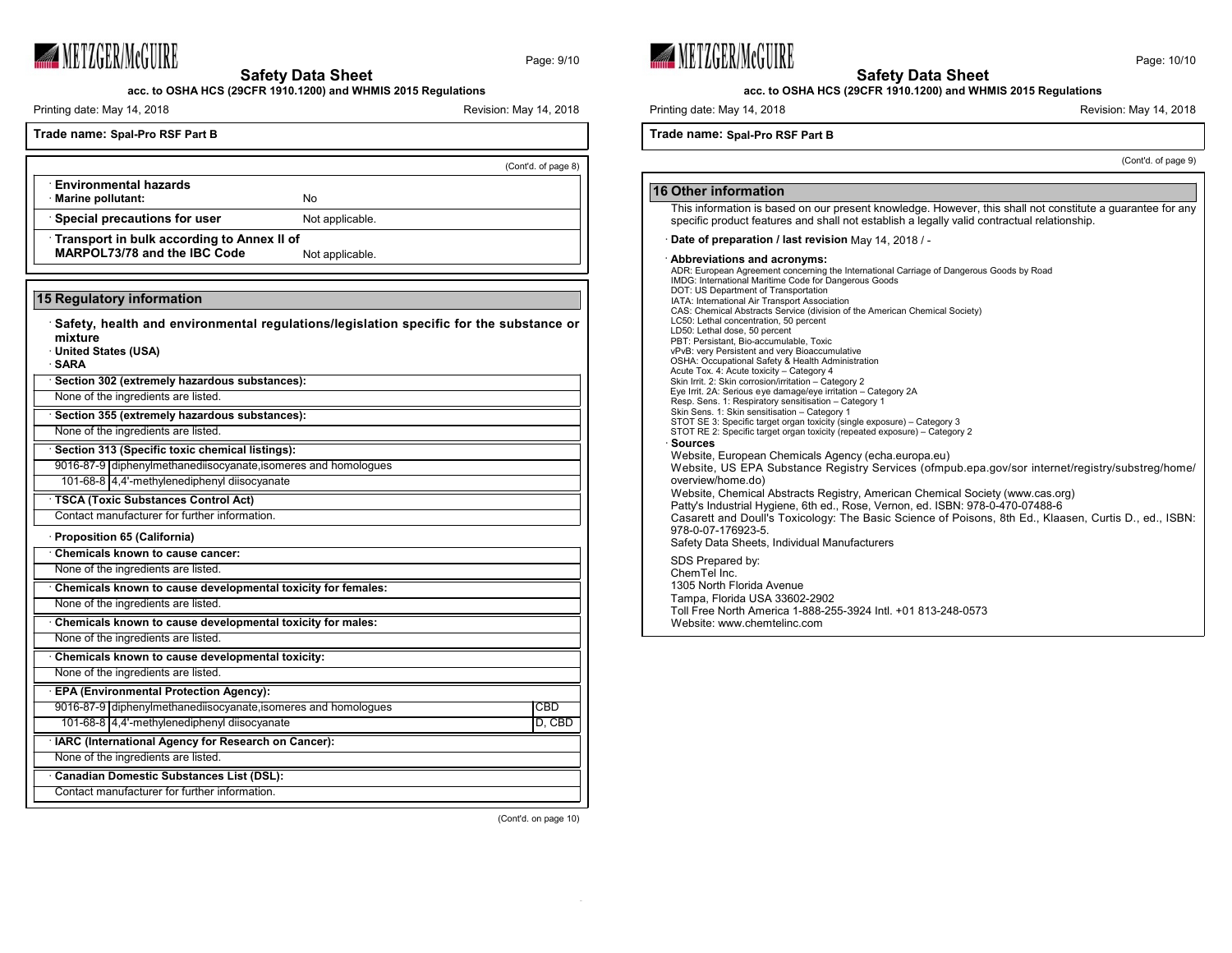Trade name: **Spal-Pro RSF Part B**

(Cont'd. of page 8)

| | |
|---|---|
| · **Environmental hazards** | |
| · **Marine pollutant:** | No |
| · **Special precautions for user** | Not applicable. |
| · **Transport in bulk according to Annex II of MARPOL73/78 and the IBC Code** | Not applicable. |

## 15 Regulatory information

· **Safety, health and environmental regulations/legislation specific for the substance or mixture**
· **United States (USA)**
· **SARA**

· **Section 302 (extremely hazardous substances):**
None of the ingredients are listed.

· **Section 355 (extremely hazardous substances):**
None of the ingredients are listed.

· **Section 313 (Specific toxic chemical listings):**

| | |
|---|---|
| 9016-87-9 | diphenylmethanediisocyanate,isomeres and homologues |
| 101-68-8 | 4,4'-methylenediphenyl diisocyanate |

· **TSCA (Toxic Substances Control Act)**
Contact manufacturer for further information.

· **Proposition 65 (California)**

· **Chemicals known to cause cancer:**
None of the ingredients are listed.

· **Chemicals known to cause developmental toxicity for females:**
None of the ingredients are listed.

· **Chemicals known to cause developmental toxicity for males:**
None of the ingredients are listed.

· **Chemicals known to cause developmental toxicity:**
None of the ingredients are listed.

· **EPA (Environmental Protection Agency):**

| | | |
|---|---|---|
| 9016-87-9 | diphenylmethanediisocyanate,isomeres and homologues | CBD |
| 101-68-8 | 4,4'-methylenediphenyl diisocyanate | D, CBD |

· **IARC (International Agency for Research on Cancer):**
None of the ingredients are listed.

· **Canadian Domestic Substances List (DSL):**
Contact manufacturer for further information.

(Cont'd. on page 10)

Trade name: **Spal-Pro RSF Part B**

(Cont'd. of page 9)

## 16 Other information

This information is based on our present knowledge. However, this shall not constitute a guarantee for any specific product features and shall not establish a legally valid contractual relationship.

· **Date of preparation / last revision** May 14, 2018 / -

· **Abbreviations and acronyms:**
ADR: European Agreement concerning the International Carriage of Dangerous Goods by Road
IMDG: International Maritime Code for Dangerous Goods
DOT: US Department of Transportation
IATA: International Air Transport Association
CAS: Chemical Abstracts Service (division of the American Chemical Society)
LC50: Lethal concentration, 50 percent
LD50: Lethal dose, 50 percent
PBT: Persistant, Bio-accumulable, Toxic
vPvB: very Persistent and very Bioaccumulative
OSHA: Occupational Safety & Health Administration
Acute Tox. 4: Acute toxicity – Category 4
Skin Irrit. 2: Skin corrosion/irritation – Category 2
Eye Irrit. 2A: Serious eye damage/eye irritation – Category 2A
Resp. Sens. 1: Respiratory sensitisation – Category 1
Skin Sens. 1: Skin sensitisation – Category 1
STOT SE 3: Specific target organ toxicity (single exposure) – Category 3
STOT RE 2: Specific target organ toxicity (repeated exposure) – Category 2

· **Sources**
Website, European Chemicals Agency (echa.europa.eu)
Website, US EPA Substance Registry Services (ofmpub.epa.gov/sor internet/registry/substreg/home/overview/home.do)
Website, Chemical Abstracts Registry, American Chemical Society (www.cas.org)
Patty's Industrial Hygiene, 6th ed., Rose, Vernon, ed. ISBN: 978-0-470-07488-6
Casarett and Doull's Toxicology: The Basic Science of Poisons, 8th Ed., Klaasen, Curtis D., ed., ISBN: 978-0-07-176923-5.
Safety Data Sheets, Individual Manufacturers

SDS Prepared by:
ChemTel Inc.
1305 North Florida Avenue
Tampa, Florida USA 33602-2902
Toll Free North America 1-888-255-3924 Intl. +01 813-248-0573
Website: www.chemtelinc.com